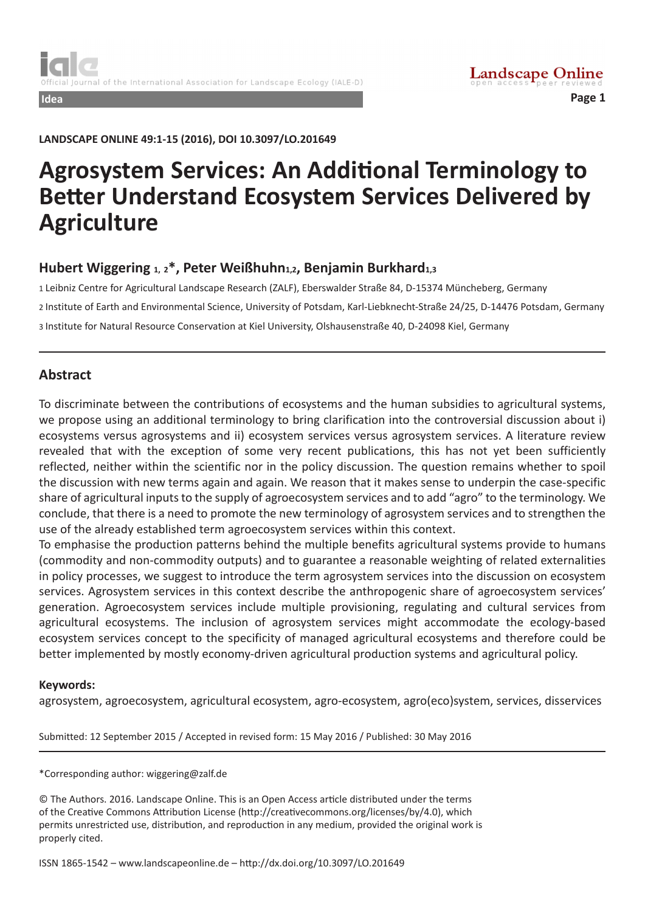Idea

LANDSCAPE ONLINE 49:1-15 (2016), DOI 10.3097/LO.201649

# Agrosystem Services: An Additional Terminology to Better Understand Ecosystem Services Delivered by Agriculture

**Hubert Wiggering [1, 2]*, Peter Weißhuhn[1,2], Benjamin Burkhard[1,3]**

[1] Leibniz Centre for Agricultural Landscape Research (ZALF), Eberswalder Straße 84, D-15374 Müncheberg, Germany

[2] Institute of Earth and Environmental Science, University of Potsdam, Karl-Liebknecht-Straße 24/25, D-14476 Potsdam, Germany

[3] Institute for Natural Resource Conservation at Kiel University, Olshausenstraße 40, D-24098 Kiel, Germany

## Abstract

To discriminate between the contributions of ecosystems and the human subsidies to agricultural systems, we propose using an additional terminology to bring clarification into the controversial discussion about i) ecosystems versus agrosystems and ii) ecosystem services versus agrosystem services. A literature review revealed that with the exception of some very recent publications, this has not yet been sufficiently reflected, neither within the scientific nor in the policy discussion. The question remains whether to spoil the discussion with new terms again and again. We reason that it makes sense to underpin the case-specific share of agricultural inputs to the supply of agroecosystem services and to add "agro" to the terminology. We conclude, that there is a need to promote the new terminology of agrosystem services and to strengthen the use of the already established term agroecosystem services within this context.

To emphasise the production patterns behind the multiple benefits agricultural systems provide to humans (commodity and non-commodity outputs) and to guarantee a reasonable weighting of related externalities in policy processes, we suggest to introduce the term agrosystem services into the discussion on ecosystem services. Agrosystem services in this context describe the anthropogenic share of agroecosystem services' generation. Agroecosystem services include multiple provisioning, regulating and cultural services from agricultural ecosystems. The inclusion of agrosystem services might accommodate the ecology-based ecosystem services concept to the specificity of managed agricultural ecosystems and therefore could be better implemented by mostly economy-driven agricultural production systems and agricultural policy.

**Keywords:**

agrosystem, agroecosystem, agricultural ecosystem, agro-ecosystem, agro(eco)system, services, disservices

Submitted: 12 September 2015 / Accepted in revised form: 15 May 2016 / Published: 30 May 2016

*Corresponding author: wiggering@zalf.de

© The Authors. 2016. Landscape Online. This is an Open Access article distributed under the terms of the Creative Commons Attribution License (http://creativecommons.org/licenses/by/4.0), which permits unrestricted use, distribution, and reproduction in any medium, provided the original work is properly cited.

ISSN 1865-1542 – www.landscapeonline.de – http://dx.doi.org/10.3097/LO.201649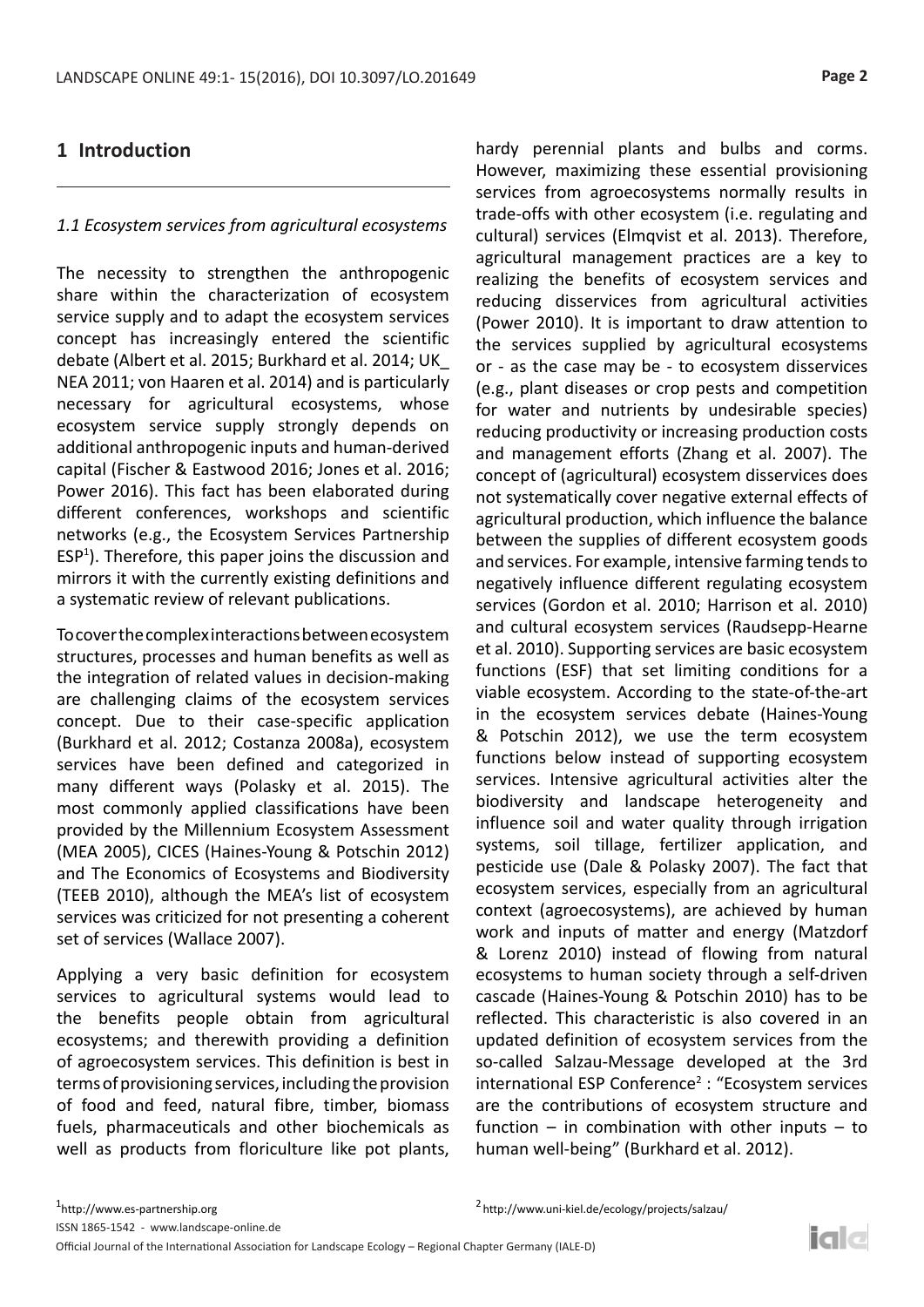## 1 Introduction

### *1.1 Ecosystem services from agricultural ecosystems*

The necessity to strengthen the anthropogenic share within the characterization of ecosystem service supply and to adapt the ecosystem services concept has increasingly entered the scientific debate (Albert et al. 2015; Burkhard et al. 2014; UK_NEA 2011; von Haaren et al. 2014) and is particularly necessary for agricultural ecosystems, whose ecosystem service supply strongly depends on additional anthropogenic inputs and human-derived capital (Fischer & Eastwood 2016; Jones et al. 2016; Power 2016). This fact has been elaborated during different conferences, workshops and scientific networks (e.g., the Ecosystem Services Partnership ESP[1]). Therefore, this paper joins the discussion and mirrors it with the currently existing definitions and a systematic review of relevant publications.

To cover the complex interactions between ecosystem structures, processes and human benefits as well as the integration of related values in decision-making are challenging claims of the ecosystem services concept. Due to their case-specific application (Burkhard et al. 2012; Costanza 2008a), ecosystem services have been defined and categorized in many different ways (Polasky et al. 2015). The most commonly applied classifications have been provided by the Millennium Ecosystem Assessment (MEA 2005), CICES (Haines-Young & Potschin 2012) and The Economics of Ecosystems and Biodiversity (TEEB 2010), although the MEA's list of ecosystem services was criticized for not presenting a coherent set of services (Wallace 2007).

Applying a very basic definition for ecosystem services to agricultural systems would lead to the benefits people obtain from agricultural ecosystems; and therewith providing a definition of agroecosystem services. This definition is best in terms of provisioning services, including the provision of food and feed, natural fibre, timber, biomass fuels, pharmaceuticals and other biochemicals as well as products from floriculture like pot plants, hardy perennial plants and bulbs and corms. However, maximizing these essential provisioning services from agroecosystems normally results in trade-offs with other ecosystem (i.e. regulating and cultural) services (Elmqvist et al. 2013). Therefore, agricultural management practices are a key to realizing the benefits of ecosystem services and reducing disservices from agricultural activities (Power 2010). It is important to draw attention to the services supplied by agricultural ecosystems or - as the case may be - to ecosystem disservices (e.g., plant diseases or crop pests and competition for water and nutrients by undesirable species) reducing productivity or increasing production costs and management efforts (Zhang et al. 2007). The concept of (agricultural) ecosystem disservices does not systematically cover negative external effects of agricultural production, which influence the balance between the supplies of different ecosystem goods and services. For example, intensive farming tends to negatively influence different regulating ecosystem services (Gordon et al. 2010; Harrison et al. 2010) and cultural ecosystem services (Raudsepp-Hearne et al. 2010). Supporting services are basic ecosystem functions (ESF) that set limiting conditions for a viable ecosystem. According to the state-of-the-art in the ecosystem services debate (Haines-Young & Potschin 2012), we use the term ecosystem functions below instead of supporting ecosystem services. Intensive agricultural activities alter the biodiversity and landscape heterogeneity and influence soil and water quality through irrigation systems, soil tillage, fertilizer application, and pesticide use (Dale & Polasky 2007). The fact that ecosystem services, especially from an agricultural context (agroecosystems), are achieved by human work and inputs of matter and energy (Matzdorf & Lorenz 2010) instead of flowing from natural ecosystems to human society through a self-driven cascade (Haines-Young & Potschin 2010) has to be reflected. This characteristic is also covered in an updated definition of ecosystem services from the so-called Salzau-Message developed at the 3rd international ESP Conference[2] : "Ecosystem services are the contributions of ecosystem structure and function – in combination with other inputs – to human well-being" (Burkhard et al. 2012).

[1] http://www.es-partnership.org

[2] http://www.uni-kiel.de/ecology/projects/salzau/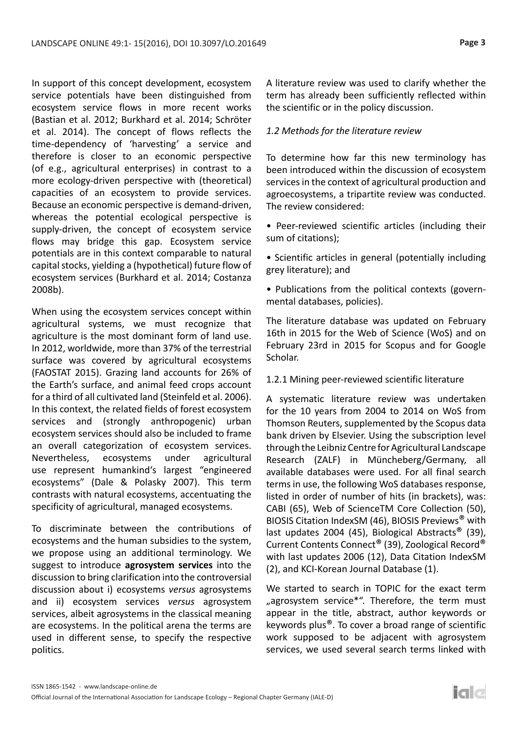In support of this concept development, ecosystem service potentials have been distinguished from ecosystem service flows in more recent works (Bastian et al. 2012; Burkhard et al. 2014; Schröter et al. 2014). The concept of flows reflects the time-dependency of 'harvesting' a service and therefore is closer to an economic perspective (of e.g., agricultural enterprises) in contrast to a more ecology-driven perspective with (theoretical) capacities of an ecosystem to provide services. Because an economic perspective is demand-driven, whereas the potential ecological perspective is supply-driven, the concept of ecosystem service flows may bridge this gap. Ecosystem service potentials are in this context comparable to natural capital stocks, yielding a (hypothetical) future flow of ecosystem services (Burkhard et al. 2014; Costanza 2008b).

When using the ecosystem services concept within agricultural systems, we must recognize that agriculture is the most dominant form of land use. In 2012, worldwide, more than 37% of the terrestrial surface was covered by agricultural ecosystems (FAOSTAT 2015). Grazing land accounts for 26% of the Earth's surface, and animal feed crops account for a third of all cultivated land (Steinfeld et al. 2006). In this context, the related fields of forest ecosystem services and (strongly anthropogenic) urban ecosystem services should also be included to frame an overall categorization of ecosystem services. Nevertheless, ecosystems under agricultural use represent humankind's largest "engineered ecosystems" (Dale & Polasky 2007). This term contrasts with natural ecosystems, accentuating the specificity of agricultural, managed ecosystems.

To discriminate between the contributions of ecosystems and the human subsidies to the system, we propose using an additional terminology. We suggest to introduce **agrosystem services** into the discussion to bring clarification into the controversial discussion about i) ecosystems *versus* agrosystems and ii) ecosystem services *versus* agrosystem services, albeit agrosystems in the classical meaning are ecosystems. In the political arena the terms are used in different sense, to specify the respective politics.

A literature review was used to clarify whether the term has already been sufficiently reflected within the scientific or in the policy discussion.

### *1.2 Methods for the literature review*

To determine how far this new terminology has been introduced within the discussion of ecosystem services in the context of agricultural production and agroecosystems, a tripartite review was conducted. The review considered:

- Peer-reviewed scientific articles (including their sum of citations);
- Scientific articles in general (potentially including grey literature); and
- Publications from the political contexts (governmental databases, policies).

The literature database was updated on February 16th in 2015 for the Web of Science (WoS) and on February 23rd in 2015 for Scopus and for Google Scholar.

#### 1.2.1 Mining peer-reviewed scientific literature

A systematic literature review was undertaken for the 10 years from 2004 to 2014 on WoS from Thomson Reuters, supplemented by the Scopus data bank driven by Elsevier. Using the subscription level through the Leibniz Centre for Agricultural Landscape Research (ZALF) in Müncheberg/Germany, all available databases were used. For all final search terms in use, the following WoS databases response, listed in order of number of hits (in brackets), was: CABI (65), Web of ScienceTM Core Collection (50), BIOSIS Citation IndexSM (46), BIOSIS Previews® with last updates 2004 (45), Biological Abstracts® (39), Current Contents Connect® (39), Zoological Record® with last updates 2006 (12), Data Citation IndexSM (2), and KCI-Korean Journal Database (1).

We started to search in TOPIC for the exact term „agrosystem service*". Therefore, the term must appear in the title, abstract, author keywords or keywords plus®. To cover a broad range of scientific work supposed to be adjacent with agrosystem services, we used several search terms linked with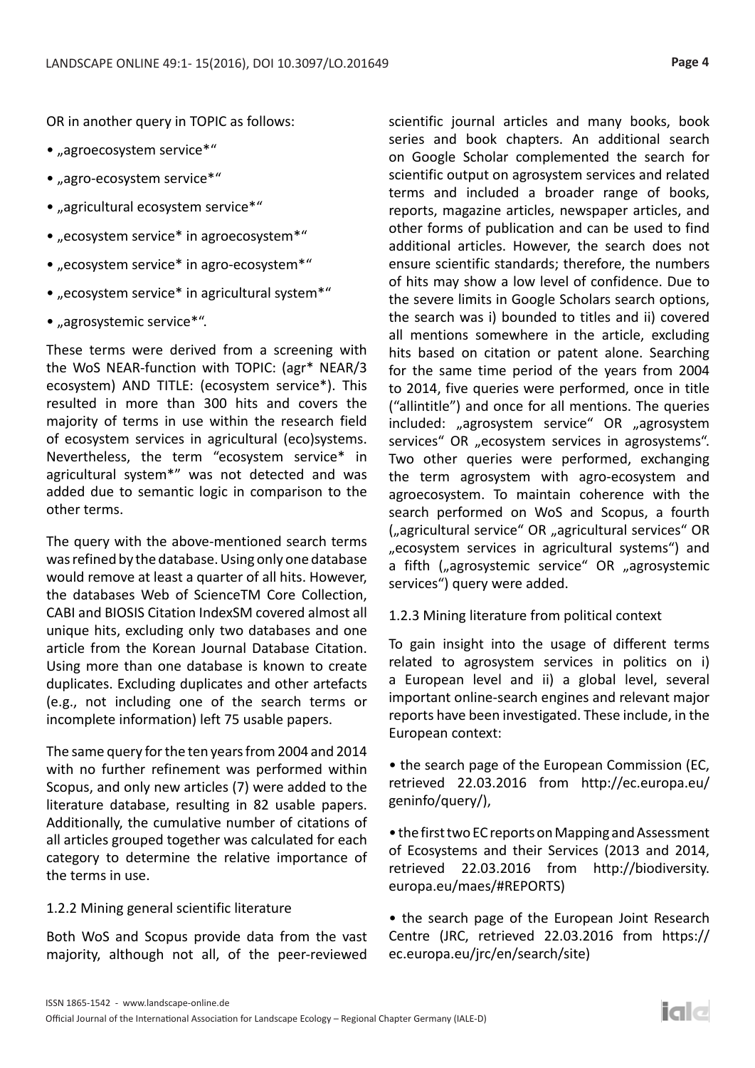OR in another query in TOPIC as follows:

- „agroecosystem service*"
- „agro-ecosystem service*"
- „agricultural ecosystem service*"
- „ecosystem service* in agroecosystem*"
- „ecosystem service* in agro-ecosystem*"
- „ecosystem service* in agricultural system*"
- „agrosystemic service*".

These terms were derived from a screening with the WoS NEAR-function with TOPIC: (agr* NEAR/3 ecosystem) AND TITLE: (ecosystem service*). This resulted in more than 300 hits and covers the majority of terms in use within the research field of ecosystem services in agricultural (eco)systems. Nevertheless, the term "ecosystem service* in agricultural system*" was not detected and was added due to semantic logic in comparison to the other terms.

The query with the above-mentioned search terms was refined by the database. Using only one database would remove at least a quarter of all hits. However, the databases Web of ScienceTM Core Collection, CABI and BIOSIS Citation IndexSM covered almost all unique hits, excluding only two databases and one article from the Korean Journal Database Citation. Using more than one database is known to create duplicates. Excluding duplicates and other artefacts (e.g., not including one of the search terms or incomplete information) left 75 usable papers.

The same query for the ten years from 2004 and 2014 with no further refinement was performed within Scopus, and only new articles (7) were added to the literature database, resulting in 82 usable papers. Additionally, the cumulative number of citations of all articles grouped together was calculated for each category to determine the relative importance of the terms in use.

### 1.2.2 Mining general scientific literature

Both WoS and Scopus provide data from the vast majority, although not all, of the peer-reviewed scientific journal articles and many books, book series and book chapters. An additional search on Google Scholar complemented the search for scientific output on agrosystem services and related terms and included a broader range of books, reports, magazine articles, newspaper articles, and other forms of publication and can be used to find additional articles. However, the search does not ensure scientific standards; therefore, the numbers of hits may show a low level of confidence. Due to the severe limits in Google Scholars search options, the search was i) bounded to titles and ii) covered all mentions somewhere in the article, excluding hits based on citation or patent alone. Searching for the same time period of the years from 2004 to 2014, five queries were performed, once in title ("allintitle") and once for all mentions. The queries included: „agrosystem service" OR „agrosystem services" OR „ecosystem services in agrosystems". Two other queries were performed, exchanging the term agrosystem with agro-ecosystem and agroecosystem. To maintain coherence with the search performed on WoS and Scopus, a fourth („agricultural service" OR „agricultural services" OR „ecosystem services in agricultural systems") and a fifth („agrosystemic service" OR „agrosystemic services") query were added.

### 1.2.3 Mining literature from political context

To gain insight into the usage of different terms related to agrosystem services in politics on i) a European level and ii) a global level, several important online-search engines and relevant major reports have been investigated. These include, in the European context:

- the search page of the European Commission (EC, retrieved 22.03.2016 from http://ec.europa.eu/geninfo/query/),
- the first two EC reports on Mapping and Assessment of Ecosystems and their Services (2013 and 2014, retrieved 22.03.2016 from http://biodiversity.europa.eu/maes/#REPORTS)
- the search page of the European Joint Research Centre (JRC, retrieved 22.03.2016 from https://ec.europa.eu/jrc/en/search/site)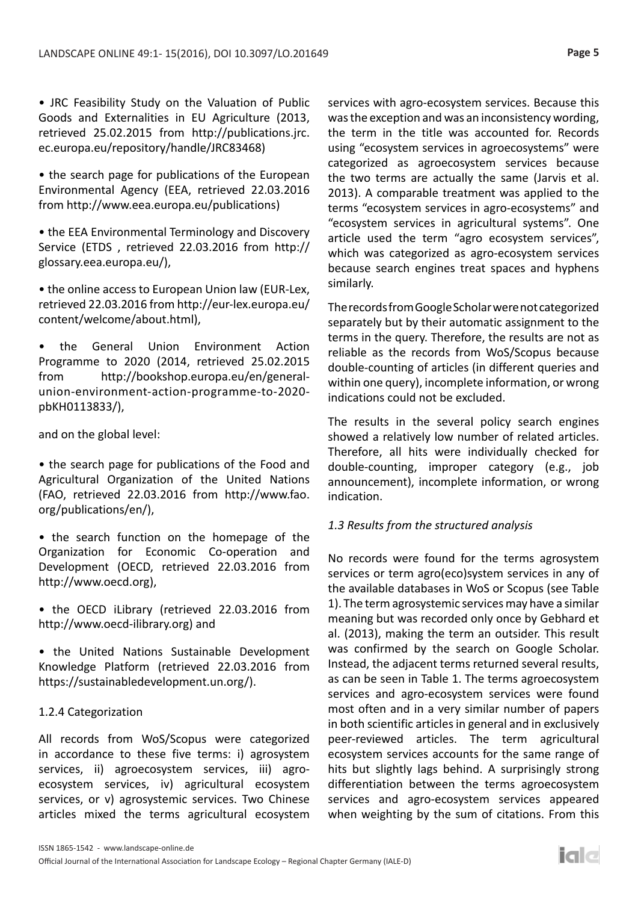• JRC Feasibility Study on the Valuation of Public Goods and Externalities in EU Agriculture (2013, retrieved 25.02.2015 from http://publications.jrc.ec.europa.eu/repository/handle/JRC83468)

• the search page for publications of the European Environmental Agency (EEA, retrieved 22.03.2016 from http://www.eea.europa.eu/publications)

• the EEA Environmental Terminology and Discovery Service (ETDS , retrieved 22.03.2016 from http://glossary.eea.europa.eu/),

• the online access to European Union law (EUR-Lex, retrieved 22.03.2016 from http://eur-lex.europa.eu/content/welcome/about.html),

• the General Union Environment Action Programme to 2020 (2014, retrieved 25.02.2015 from http://bookshop.europa.eu/en/general-union-environment-action-programme-to-2020-pbKH0113833/),

and on the global level:

• the search page for publications of the Food and Agricultural Organization of the United Nations (FAO, retrieved 22.03.2016 from http://www.fao.org/publications/en/),

• the search function on the homepage of the Organization for Economic Co-operation and Development (OECD, retrieved 22.03.2016 from http://www.oecd.org),

• the OECD iLibrary (retrieved 22.03.2016 from http://www.oecd-ilibrary.org) and

• the United Nations Sustainable Development Knowledge Platform (retrieved 22.03.2016 from https://sustainabledevelopment.un.org/).

### 1.2.4 Categorization

All records from WoS/Scopus were categorized in accordance to these five terms: i) agrosystem services, ii) agroecosystem services, iii) agro-ecosystem services, iv) agricultural ecosystem services, or v) agrosystemic services. Two Chinese articles mixed the terms agricultural ecosystem services with agro-ecosystem services. Because this was the exception and was an inconsistency wording, the term in the title was accounted for. Records using “ecosystem services in agroecosystems” were categorized as agroecosystem services because the two terms are actually the same (Jarvis et al. 2013). A comparable treatment was applied to the terms “ecosystem services in agro-ecosystems” and “ecosystem services in agricultural systems”. One article used the term “agro ecosystem services”, which was categorized as agro-ecosystem services because search engines treat spaces and hyphens similarly.

The records from Google Scholar were not categorized separately but by their automatic assignment to the terms in the query. Therefore, the results are not as reliable as the records from WoS/Scopus because double-counting of articles (in different queries and within one query), incomplete information, or wrong indications could not be excluded.

The results in the several policy search engines showed a relatively low number of related articles. Therefore, all hits were individually checked for double-counting, improper category (e.g., job announcement), incomplete information, or wrong indication.

### *1.3 Results from the structured analysis*

No records were found for the terms agrosystem services or term agro(eco)system services in any of the available databases in WoS or Scopus (see Table 1). The term agrosystemic services may have a similar meaning but was recorded only once by Gebhard et al. (2013), making the term an outsider. This result was confirmed by the search on Google Scholar. Instead, the adjacent terms returned several results, as can be seen in Table 1. The terms agroecosystem services and agro-ecosystem services were found most often and in a very similar number of papers in both scientific articles in general and in exclusively peer-reviewed articles. The term agricultural ecosystem services accounts for the same range of hits but slightly lags behind. A surprisingly strong differentiation between the terms agroecosystem services and agro-ecosystem services appeared when weighting by the sum of citations. From this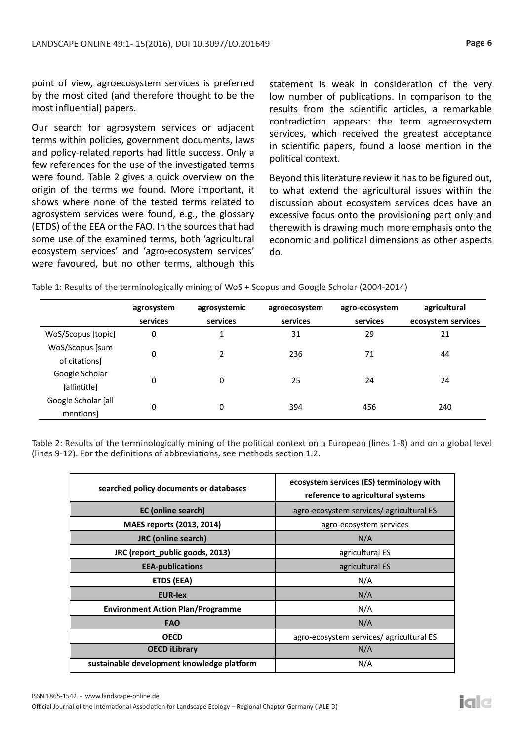point of view, agroecosystem services is preferred by the most cited (and therefore thought to be the most influential) papers.

Our search for agrosystem services or adjacent terms within policies, government documents, laws and policy-related reports had little success. Only a few references for the use of the investigated terms were found. Table 2 gives a quick overview on the origin of the terms we found. More important, it shows where none of the tested terms related to agrosystem services were found, e.g., the glossary (ETDS) of the EEA or the FAO. In the sources that had some use of the examined terms, both 'agricultural ecosystem services' and 'agro-ecosystem services' were favoured, but no other terms, although this statement is weak in consideration of the very low number of publications. In comparison to the results from the scientific articles, a remarkable contradiction appears: the term agroecosystem services, which received the greatest acceptance in scientific papers, found a loose mention in the political context.

Beyond this literature review it has to be figured out, to what extend the agricultural issues within the discussion about ecosystem services does have an excessive focus onto the provisioning part only and therewith is drawing much more emphasis onto the economic and political dimensions as other aspects do.

Table 1: Results of the terminologically mining of WoS + Scopus and Google Scholar (2004-2014)

| | agrosystem services | agrosystemic services | agroecosystem services | agro-ecosystem services | agricultural ecosystem services |
|---|---|---|---|---|---|
| WoS/Scopus [topic] | 0 | 1 | 31 | 29 | 21 |
| WoS/Scopus [sum of citations] | 0 | 2 | 236 | 71 | 44 |
| Google Scholar [allintitle] | 0 | 0 | 25 | 24 | 24 |
| Google Scholar [all mentions] | 0 | 0 | 394 | 456 | 240 |

Table 2: Results of the terminologically mining of the political context on a European (lines 1-8) and on a global level (lines 9-12). For the definitions of abbreviations, see methods section 1.2.

| searched policy documents or databases | ecosystem services (ES) terminology with reference to agricultural systems |
|---|---|
| **EC (online search)** | agro-ecosystem services/ agricultural ES |
| **MAES reports (2013, 2014)** | agro-ecosystem services |
| **JRC (online search)** | N/A |
| **JRC (report_public goods, 2013)** | agricultural ES |
| **EEA-publications** | agricultural ES |
| **ETDS (EEA)** | N/A |
| **EUR-lex** | N/A |
| **Environment Action Plan/Programme** | N/A |
| **FAO** | N/A |
| **OECD** | agro-ecosystem services/ agricultural ES |
| **OECD iLibrary** | N/A |
| **sustainable development knowledge platform** | N/A |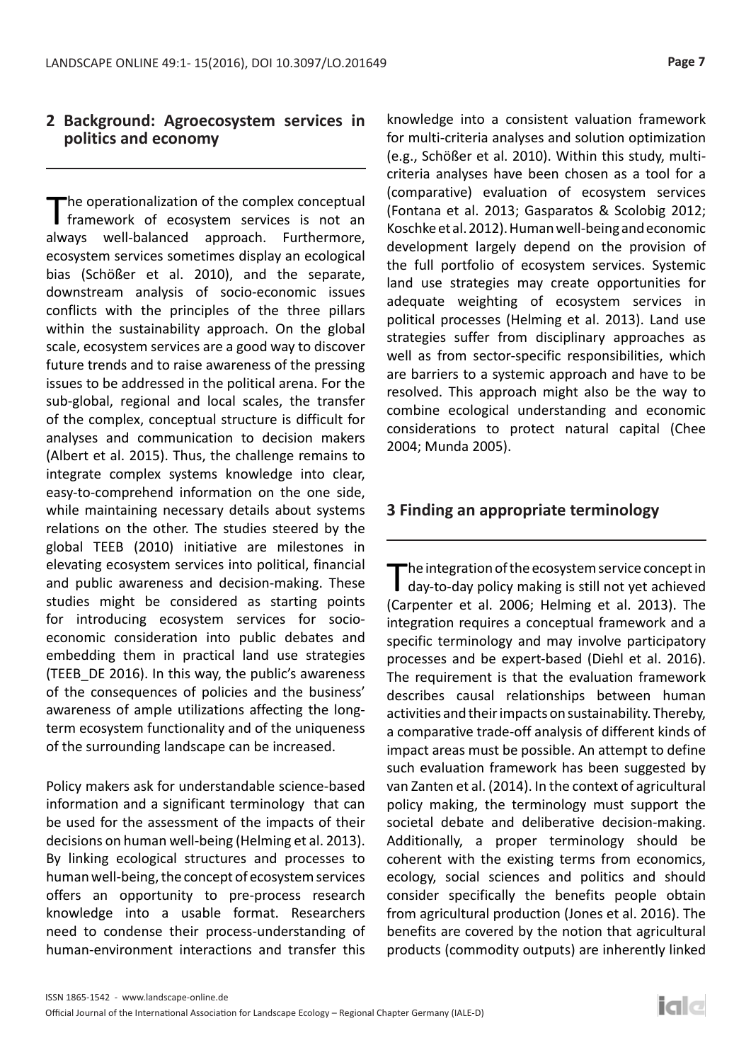## 2 Background: Agroecosystem services in politics and economy

The operationalization of the complex conceptual framework of ecosystem services is not an always well-balanced approach. Furthermore, ecosystem services sometimes display an ecological bias (Schößer et al. 2010), and the separate, downstream analysis of socio-economic issues conflicts with the principles of the three pillars within the sustainability approach. On the global scale, ecosystem services are a good way to discover future trends and to raise awareness of the pressing issues to be addressed in the political arena. For the sub-global, regional and local scales, the transfer of the complex, conceptual structure is difficult for analyses and communication to decision makers (Albert et al. 2015). Thus, the challenge remains to integrate complex systems knowledge into clear, easy-to-comprehend information on the one side, while maintaining necessary details about systems relations on the other. The studies steered by the global TEEB (2010) initiative are milestones in elevating ecosystem services into political, financial and public awareness and decision-making. These studies might be considered as starting points for introducing ecosystem services for socio-economic consideration into public debates and embedding them in practical land use strategies (TEEB_DE 2016). In this way, the public's awareness of the consequences of policies and the business' awareness of ample utilizations affecting the long-term ecosystem functionality and of the uniqueness of the surrounding landscape can be increased.

Policy makers ask for understandable science-based information and a significant terminology that can be used for the assessment of the impacts of their decisions on human well-being (Helming et al. 2013). By linking ecological structures and processes to human well-being, the concept of ecosystem services offers an opportunity to pre-process research knowledge into a usable format. Researchers need to condense their process-understanding of human-environment interactions and transfer this knowledge into a consistent valuation framework for multi-criteria analyses and solution optimization (e.g., Schößer et al. 2010). Within this study, multi-criteria analyses have been chosen as a tool for a (comparative) evaluation of ecosystem services (Fontana et al. 2013; Gasparatos & Scolobig 2012; Koschke et al. 2012). Human well-being and economic development largely depend on the provision of the full portfolio of ecosystem services. Systemic land use strategies may create opportunities for adequate weighting of ecosystem services in political processes (Helming et al. 2013). Land use strategies suffer from disciplinary approaches as well as from sector-specific responsibilities, which are barriers to a systemic approach and have to be resolved. This approach might also be the way to combine ecological understanding and economic considerations to protect natural capital (Chee 2004; Munda 2005).

## 3 Finding an appropriate terminology

The integration of the ecosystem service concept in day-to-day policy making is still not yet achieved (Carpenter et al. 2006; Helming et al. 2013). The integration requires a conceptual framework and a specific terminology and may involve participatory processes and be expert-based (Diehl et al. 2016). The requirement is that the evaluation framework describes causal relationships between human activities and their impacts on sustainability. Thereby, a comparative trade-off analysis of different kinds of impact areas must be possible. An attempt to define such evaluation framework has been suggested by van Zanten et al. (2014). In the context of agricultural policy making, the terminology must support the societal debate and deliberative decision-making. Additionally, a proper terminology should be coherent with the existing terms from economics, ecology, social sciences and politics and should consider specifically the benefits people obtain from agricultural production (Jones et al. 2016). The benefits are covered by the notion that agricultural products (commodity outputs) are inherently linked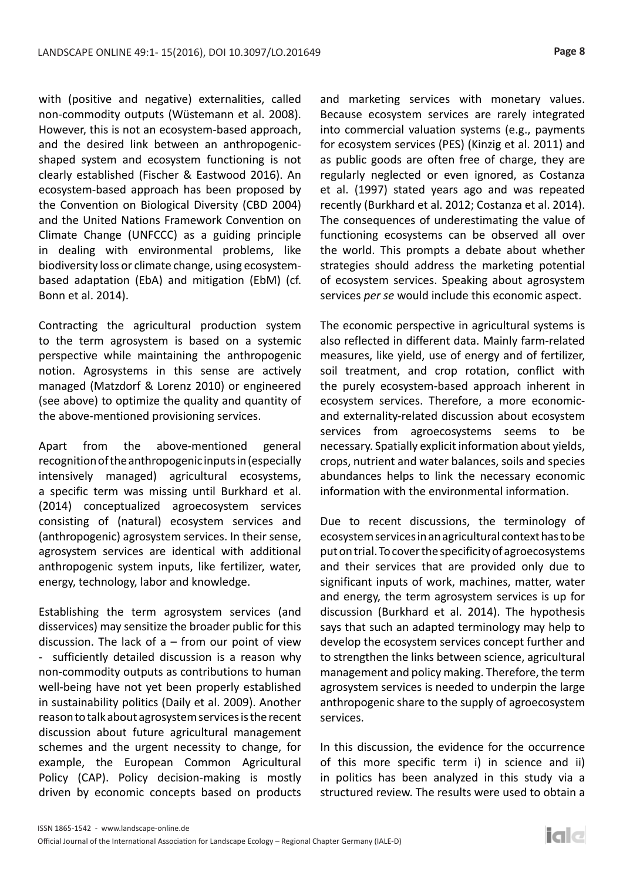with (positive and negative) externalities, called non-commodity outputs (Wüstemann et al. 2008). However, this is not an ecosystem-based approach, and the desired link between an anthropogenic-shaped system and ecosystem functioning is not clearly established (Fischer & Eastwood 2016). An ecosystem-based approach has been proposed by the Convention on Biological Diversity (CBD 2004) and the United Nations Framework Convention on Climate Change (UNFCCC) as a guiding principle in dealing with environmental problems, like biodiversity loss or climate change, using ecosystem-based adaptation (EbA) and mitigation (EbM) (cf. Bonn et al. 2014).

Contracting the agricultural production system to the term agrosystem is based on a systemic perspective while maintaining the anthropogenic notion. Agrosystems in this sense are actively managed (Matzdorf & Lorenz 2010) or engineered (see above) to optimize the quality and quantity of the above-mentioned provisioning services.

Apart from the above-mentioned general recognition of the anthropogenic inputs in (especially intensively managed) agricultural ecosystems, a specific term was missing until Burkhard et al. (2014) conceptualized agroecosystem services consisting of (natural) ecosystem services and (anthropogenic) agrosystem services. In their sense, agrosystem services are identical with additional anthropogenic system inputs, like fertilizer, water, energy, technology, labor and knowledge.

Establishing the term agrosystem services (and disservices) may sensitize the broader public for this discussion. The lack of a – from our point of view - sufficiently detailed discussion is a reason why non-commodity outputs as contributions to human well-being have not yet been properly established in sustainability politics (Daily et al. 2009). Another reason to talk about agrosystem services is the recent discussion about future agricultural management schemes and the urgent necessity to change, for example, the European Common Agricultural Policy (CAP). Policy decision-making is mostly driven by economic concepts based on products and marketing services with monetary values. Because ecosystem services are rarely integrated into commercial valuation systems (e.g., payments for ecosystem services (PES) (Kinzig et al. 2011) and as public goods are often free of charge, they are regularly neglected or even ignored, as Costanza et al. (1997) stated years ago and was repeated recently (Burkhard et al. 2012; Costanza et al. 2014). The consequences of underestimating the value of functioning ecosystems can be observed all over the world. This prompts a debate about whether strategies should address the marketing potential of ecosystem services. Speaking about agrosystem services *per se* would include this economic aspect.

The economic perspective in agricultural systems is also reflected in different data. Mainly farm-related measures, like yield, use of energy and of fertilizer, soil treatment, and crop rotation, conflict with the purely ecosystem-based approach inherent in ecosystem services. Therefore, a more economic- and externality-related discussion about ecosystem services from agroecosystems seems to be necessary. Spatially explicit information about yields, crops, nutrient and water balances, soils and species abundances helps to link the necessary economic information with the environmental information.

Due to recent discussions, the terminology of ecosystem services in an agricultural context has to be put on trial. To cover the specificity of agroecosystems and their services that are provided only due to significant inputs of work, machines, matter, water and energy, the term agrosystem services is up for discussion (Burkhard et al. 2014). The hypothesis says that such an adapted terminology may help to develop the ecosystem services concept further and to strengthen the links between science, agricultural management and policy making. Therefore, the term agrosystem services is needed to underpin the large anthropogenic share to the supply of agroecosystem services.

In this discussion, the evidence for the occurrence of this more specific term i) in science and ii) in politics has been analyzed in this study via a structured review. The results were used to obtain a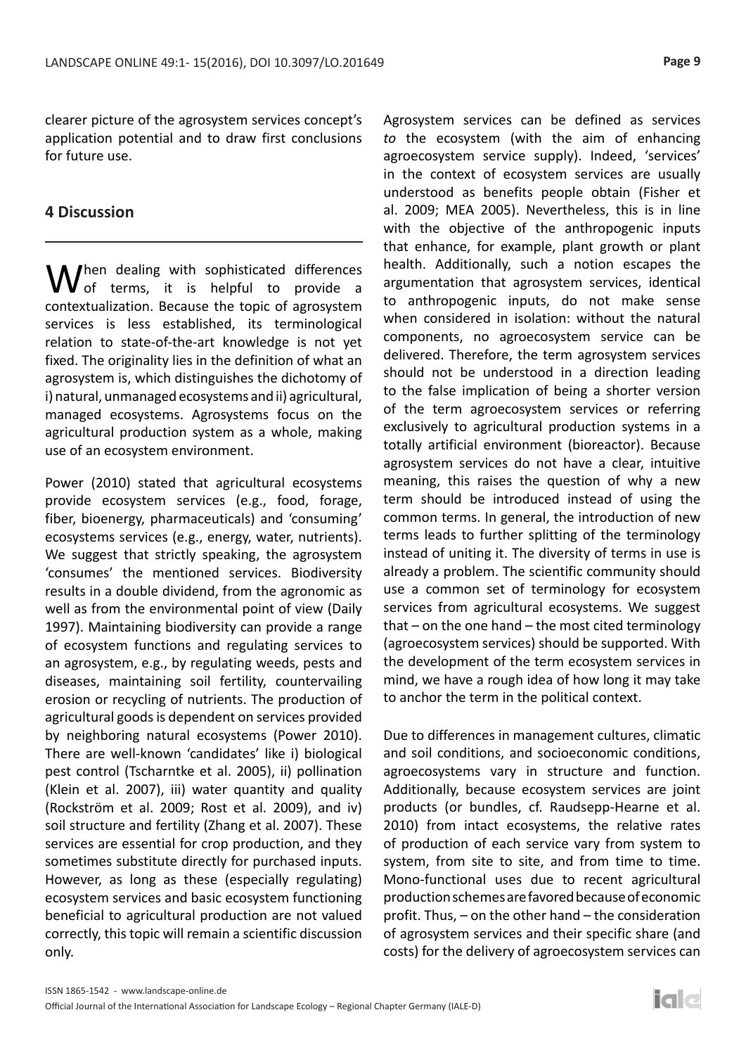clearer picture of the agrosystem services concept's application potential and to draw first conclusions for future use.

## 4 Discussion

When dealing with sophisticated differences of terms, it is helpful to provide a contextualization. Because the topic of agrosystem services is less established, its terminological relation to state-of-the-art knowledge is not yet fixed. The originality lies in the definition of what an agrosystem is, which distinguishes the dichotomy of i) natural, unmanaged ecosystems and ii) agricultural, managed ecosystems. Agrosystems focus on the agricultural production system as a whole, making use of an ecosystem environment.

Power (2010) stated that agricultural ecosystems provide ecosystem services (e.g., food, forage, fiber, bioenergy, pharmaceuticals) and 'consuming' ecosystems services (e.g., energy, water, nutrients). We suggest that strictly speaking, the agrosystem 'consumes' the mentioned services. Biodiversity results in a double dividend, from the agronomic as well as from the environmental point of view (Daily 1997). Maintaining biodiversity can provide a range of ecosystem functions and regulating services to an agrosystem, e.g., by regulating weeds, pests and diseases, maintaining soil fertility, countervailing erosion or recycling of nutrients. The production of agricultural goods is dependent on services provided by neighboring natural ecosystems (Power 2010). There are well-known 'candidates' like i) biological pest control (Tscharntke et al. 2005), ii) pollination (Klein et al. 2007), iii) water quantity and quality (Rockström et al. 2009; Rost et al. 2009), and iv) soil structure and fertility (Zhang et al. 2007). These services are essential for crop production, and they sometimes substitute directly for purchased inputs. However, as long as these (especially regulating) ecosystem services and basic ecosystem functioning beneficial to agricultural production are not valued correctly, this topic will remain a scientific discussion only.

Agrosystem services can be defined as services *to* the ecosystem (with the aim of enhancing agroecosystem service supply). Indeed, 'services' in the context of ecosystem services are usually understood as benefits people obtain (Fisher et al. 2009; MEA 2005). Nevertheless, this is in line with the objective of the anthropogenic inputs that enhance, for example, plant growth or plant health. Additionally, such a notion escapes the argumentation that agrosystem services, identical to anthropogenic inputs, do not make sense when considered in isolation: without the natural components, no agroecosystem service can be delivered. Therefore, the term agrosystem services should not be understood in a direction leading to the false implication of being a shorter version of the term agroecosystem services or referring exclusively to agricultural production systems in a totally artificial environment (bioreactor). Because agrosystem services do not have a clear, intuitive meaning, this raises the question of why a new term should be introduced instead of using the common terms. In general, the introduction of new terms leads to further splitting of the terminology instead of uniting it. The diversity of terms in use is already a problem. The scientific community should use a common set of terminology for ecosystem services from agricultural ecosystems. We suggest that – on the one hand – the most cited terminology (agroecosystem services) should be supported. With the development of the term ecosystem services in mind, we have a rough idea of how long it may take to anchor the term in the political context.

Due to differences in management cultures, climatic and soil conditions, and socioeconomic conditions, agroecosystems vary in structure and function. Additionally, because ecosystem services are joint products (or bundles, cf. Raudsepp-Hearne et al. 2010) from intact ecosystems, the relative rates of production of each service vary from system to system, from site to site, and from time to time. Mono-functional uses due to recent agricultural production schemes are favored because of economic profit. Thus, – on the other hand – the consideration of agrosystem services and their specific share (and costs) for the delivery of agroecosystem services can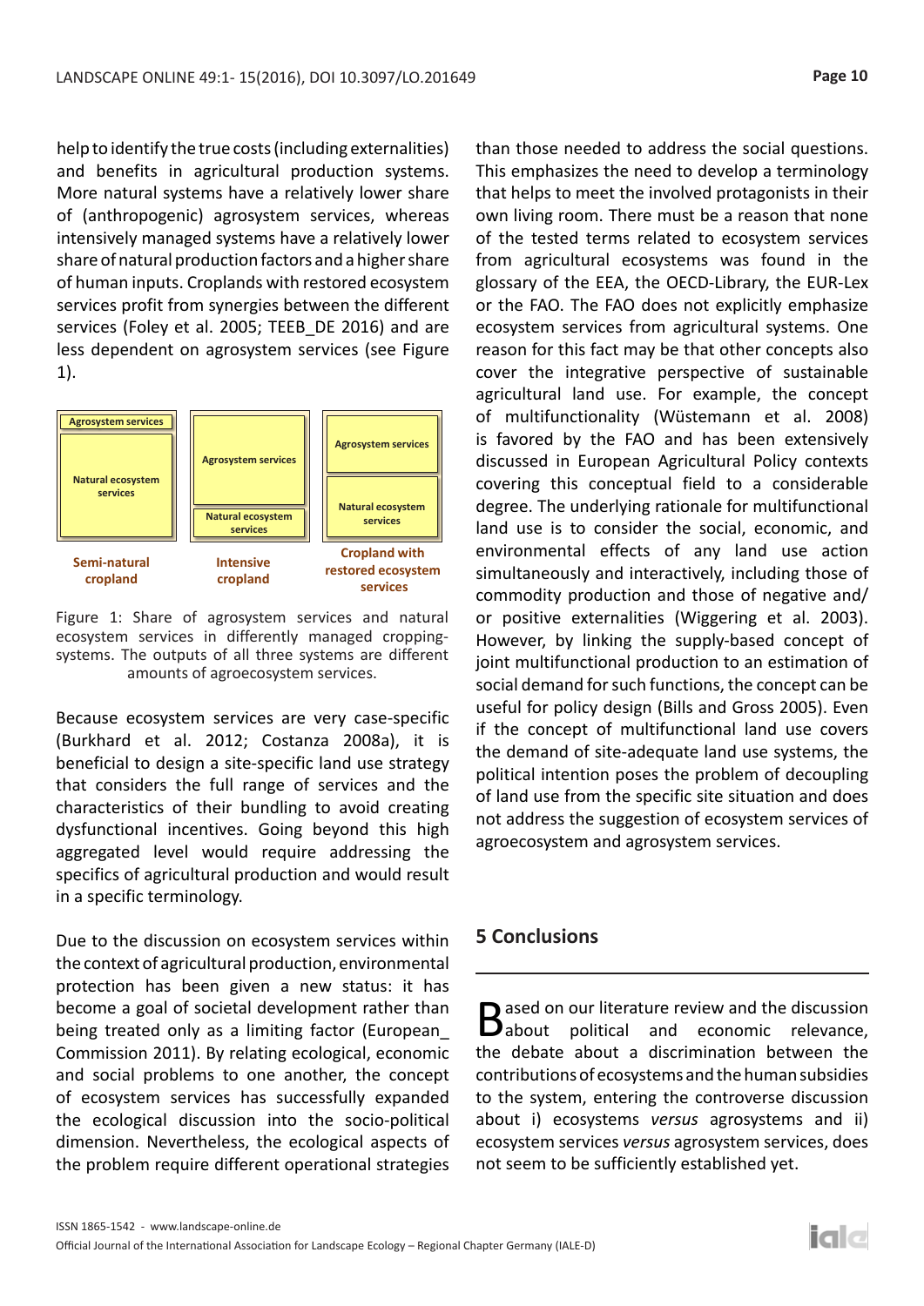help to identify the true costs (including externalities) and benefits in agricultural production systems. More natural systems have a relatively lower share of (anthropogenic) agrosystem services, whereas intensively managed systems have a relatively lower share of natural production factors and a higher share of human inputs. Croplands with restored ecosystem services profit from synergies between the different services (Foley et al. 2005; TEEB_DE 2016) and are less dependent on agrosystem services (see Figure 1).

| Semi-natural cropland | Intensive cropland | Cropland with restored ecosystem services |
|---|---|---|
| Agrosystem services | Agrosystem services | Agrosystem services |
| Natural ecosystem services | Natural ecosystem services | Natural ecosystem services |

Figure 1: Share of agrosystem services and natural ecosystem services in differently managed cropping-systems. The outputs of all three systems are different amounts of agroecosystem services.

Because ecosystem services are very case-specific (Burkhard et al. 2012; Costanza 2008a), it is beneficial to design a site-specific land use strategy that considers the full range of services and the characteristics of their bundling to avoid creating dysfunctional incentives. Going beyond this high aggregated level would require addressing the specifics of agricultural production and would result in a specific terminology.

Due to the discussion on ecosystem services within the context of agricultural production, environmental protection has been given a new status: it has become a goal of societal development rather than being treated only as a limiting factor (European_Commission 2011). By relating ecological, economic and social problems to one another, the concept of ecosystem services has successfully expanded the ecological discussion into the socio-political dimension. Nevertheless, the ecological aspects of the problem require different operational strategies than those needed to address the social questions. This emphasizes the need to develop a terminology that helps to meet the involved protagonists in their own living room. There must be a reason that none of the tested terms related to ecosystem services from agricultural ecosystems was found in the glossary of the EEA, the OECD-Library, the EUR-Lex or the FAO. The FAO does not explicitly emphasize ecosystem services from agricultural systems. One reason for this fact may be that other concepts also cover the integrative perspective of sustainable agricultural land use. For example, the concept of multifunctionality (Wüstemann et al. 2008) is favored by the FAO and has been extensively discussed in European Agricultural Policy contexts covering this conceptual field to a considerable degree. The underlying rationale for multifunctional land use is to consider the social, economic, and environmental effects of any land use action simultaneously and interactively, including those of commodity production and those of negative and/or positive externalities (Wiggering et al. 2003). However, by linking the supply-based concept of joint multifunctional production to an estimation of social demand for such functions, the concept can be useful for policy design (Bills and Gross 2005). Even if the concept of multifunctional land use covers the demand of site-adequate land use systems, the political intention poses the problem of decoupling of land use from the specific site situation and does not address the suggestion of ecosystem services of agroecosystem and agrosystem services.

## 5 Conclusions

Based on our literature review and the discussion about political and economic relevance, the debate about a discrimination between the contributions of ecosystems and the human subsidies to the system, entering the controverse discussion about i) ecosystems *versus* agrosystems and ii) ecosystem services *versus* agrosystem services, does not seem to be sufficiently established yet.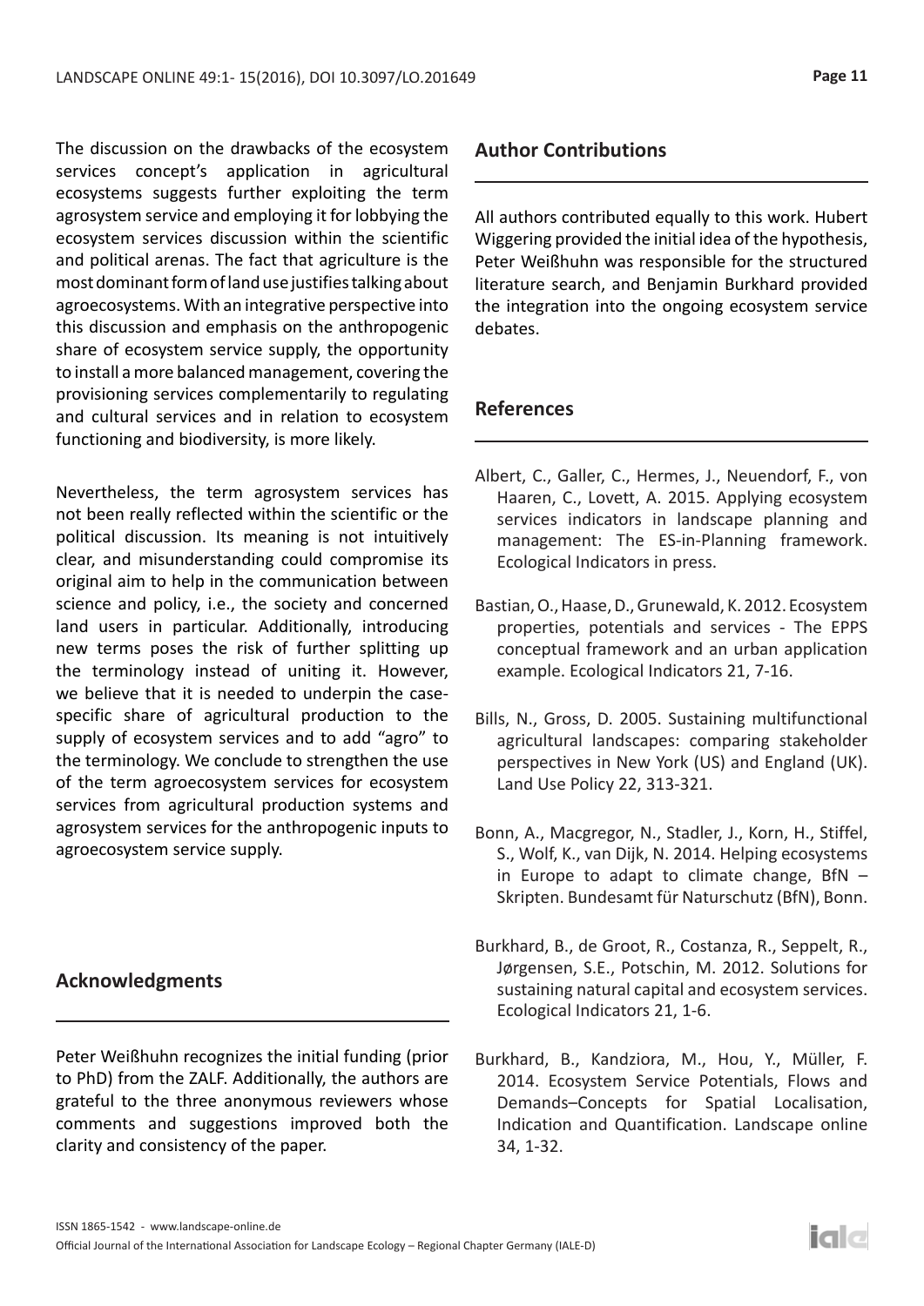The discussion on the drawbacks of the ecosystem services concept's application in agricultural ecosystems suggests further exploiting the term agrosystem service and employing it for lobbying the ecosystem services discussion within the scientific and political arenas. The fact that agriculture is the most dominant form of land use justifies talking about agroecosystems. With an integrative perspective into this discussion and emphasis on the anthropogenic share of ecosystem service supply, the opportunity to install a more balanced management, covering the provisioning services complementarily to regulating and cultural services and in relation to ecosystem functioning and biodiversity, is more likely.

Nevertheless, the term agrosystem services has not been really reflected within the scientific or the political discussion. Its meaning is not intuitively clear, and misunderstanding could compromise its original aim to help in the communication between science and policy, i.e., the society and concerned land users in particular. Additionally, introducing new terms poses the risk of further splitting up the terminology instead of uniting it. However, we believe that it is needed to underpin the case-specific share of agricultural production to the supply of ecosystem services and to add "agro" to the terminology. We conclude to strengthen the use of the term agroecosystem services for ecosystem services from agricultural production systems and agrosystem services for the anthropogenic inputs to agroecosystem service supply.

## Acknowledgments

Peter Weißhuhn recognizes the initial funding (prior to PhD) from the ZALF. Additionally, the authors are grateful to the three anonymous reviewers whose comments and suggestions improved both the clarity and consistency of the paper.

## Author Contributions

All authors contributed equally to this work. Hubert Wiggering provided the initial idea of the hypothesis, Peter Weißhuhn was responsible for the structured literature search, and Benjamin Burkhard provided the integration into the ongoing ecosystem service debates.

## References

Albert, C., Galler, C., Hermes, J., Neuendorf, F., von Haaren, C., Lovett, A. 2015. Applying ecosystem services indicators in landscape planning and management: The ES-in-Planning framework. Ecological Indicators in press.

Bastian, O., Haase, D., Grunewald, K. 2012. Ecosystem properties, potentials and services - The EPPS conceptual framework and an urban application example. Ecological Indicators 21, 7-16.

Bills, N., Gross, D. 2005. Sustaining multifunctional agricultural landscapes: comparing stakeholder perspectives in New York (US) and England (UK). Land Use Policy 22, 313-321.

Bonn, A., Macgregor, N., Stadler, J., Korn, H., Stiffel, S., Wolf, K., van Dijk, N. 2014. Helping ecosystems in Europe to adapt to climate change, BfN – Skripten. Bundesamt für Naturschutz (BfN), Bonn.

Burkhard, B., de Groot, R., Costanza, R., Seppelt, R., Jørgensen, S.E., Potschin, M. 2012. Solutions for sustaining natural capital and ecosystem services. Ecological Indicators 21, 1-6.

Burkhard, B., Kandziora, M., Hou, Y., Müller, F. 2014. Ecosystem Service Potentials, Flows and Demands–Concepts for Spatial Localisation, Indication and Quantification. Landscape online 34, 1-32.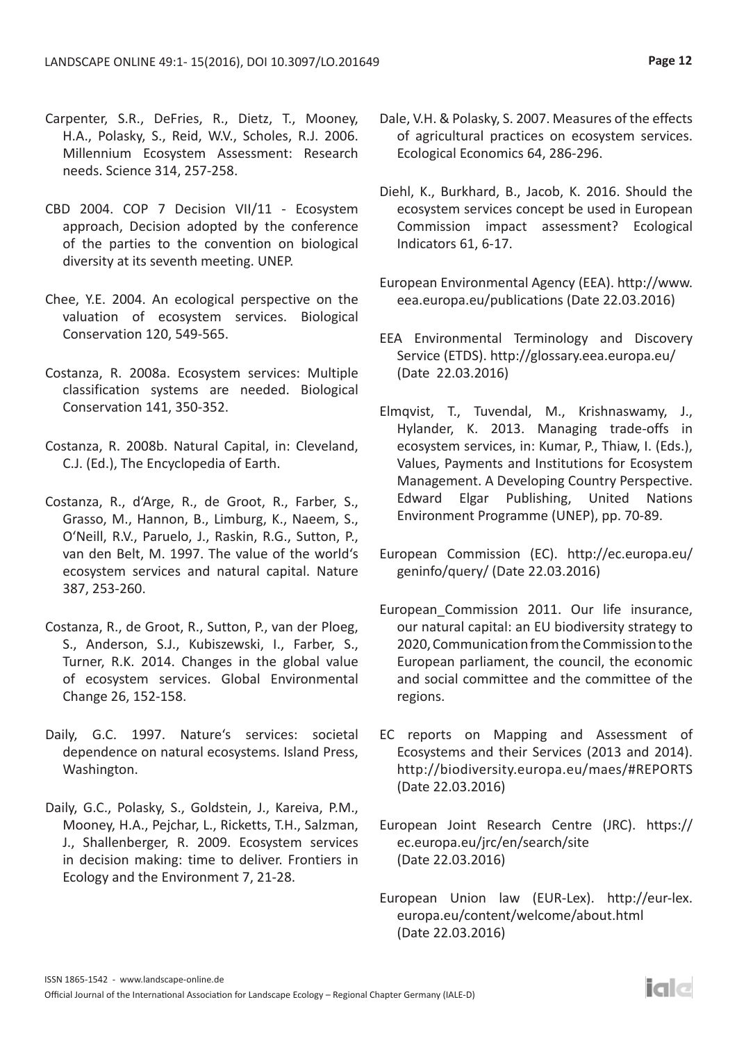Carpenter, S.R., DeFries, R., Dietz, T., Mooney, H.A., Polasky, S., Reid, W.V., Scholes, R.J. 2006. Millennium Ecosystem Assessment: Research needs. Science 314, 257-258.

CBD 2004. COP 7 Decision VII/11 - Ecosystem approach, Decision adopted by the conference of the parties to the convention on biological diversity at its seventh meeting. UNEP.

Chee, Y.E. 2004. An ecological perspective on the valuation of ecosystem services. Biological Conservation 120, 549-565.

Costanza, R. 2008a. Ecosystem services: Multiple classification systems are needed. Biological Conservation 141, 350-352.

Costanza, R. 2008b. Natural Capital, in: Cleveland, C.J. (Ed.), The Encyclopedia of Earth.

Costanza, R., d'Arge, R., de Groot, R., Farber, S., Grasso, M., Hannon, B., Limburg, K., Naeem, S., O'Neill, R.V., Paruelo, J., Raskin, R.G., Sutton, P., van den Belt, M. 1997. The value of the world's ecosystem services and natural capital. Nature 387, 253-260.

Costanza, R., de Groot, R., Sutton, P., van der Ploeg, S., Anderson, S.J., Kubiszewski, I., Farber, S., Turner, R.K. 2014. Changes in the global value of ecosystem services. Global Environmental Change 26, 152-158.

Daily, G.C. 1997. Nature's services: societal dependence on natural ecosystems. Island Press, Washington.

Daily, G.C., Polasky, S., Goldstein, J., Kareiva, P.M., Mooney, H.A., Pejchar, L., Ricketts, T.H., Salzman, J., Shallenberger, R. 2009. Ecosystem services in decision making: time to deliver. Frontiers in Ecology and the Environment 7, 21-28.

Dale, V.H. & Polasky, S. 2007. Measures of the effects of agricultural practices on ecosystem services. Ecological Economics 64, 286-296.

Diehl, K., Burkhard, B., Jacob, K. 2016. Should the ecosystem services concept be used in European Commission impact assessment? Ecological Indicators 61, 6-17.

European Environmental Agency (EEA). http://www.eea.europa.eu/publications (Date 22.03.2016)

EEA Environmental Terminology and Discovery Service (ETDS). http://glossary.eea.europa.eu/ (Date 22.03.2016)

Elmqvist, T., Tuvendal, M., Krishnaswamy, J., Hylander, K. 2013. Managing trade-offs in ecosystem services, in: Kumar, P., Thiaw, I. (Eds.), Values, Payments and Institutions for Ecosystem Management. A Developing Country Perspective. Edward Elgar Publishing, United Nations Environment Programme (UNEP), pp. 70-89.

European Commission (EC). http://ec.europa.eu/geninfo/query/ (Date 22.03.2016)

European_Commission 2011. Our life insurance, our natural capital: an EU biodiversity strategy to 2020, Communication from the Commission to the European parliament, the council, the economic and social committee and the committee of the regions.

EC reports on Mapping and Assessment of Ecosystems and their Services (2013 and 2014). http://biodiversity.europa.eu/maes/#REPORTS (Date 22.03.2016)

European Joint Research Centre (JRC). https://ec.europa.eu/jrc/en/search/site (Date 22.03.2016)

European Union law (EUR-Lex). http://eur-lex.europa.eu/content/welcome/about.html (Date 22.03.2016)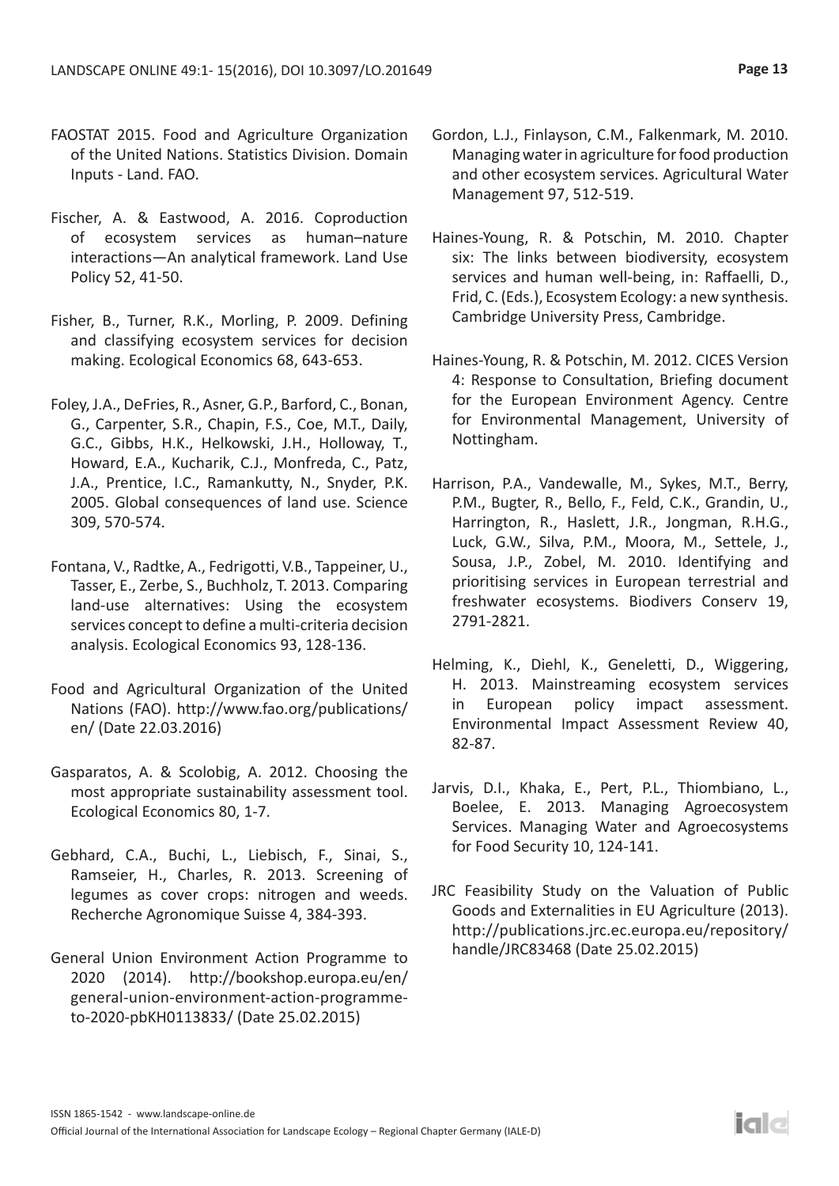FAOSTAT 2015. Food and Agriculture Organization of the United Nations. Statistics Division. Domain Inputs - Land. FAO.

Fischer, A. & Eastwood, A. 2016. Coproduction of ecosystem services as human–nature interactions—An analytical framework. Land Use Policy 52, 41-50.

Fisher, B., Turner, R.K., Morling, P. 2009. Defining and classifying ecosystem services for decision making. Ecological Economics 68, 643-653.

Foley, J.A., DeFries, R., Asner, G.P., Barford, C., Bonan, G., Carpenter, S.R., Chapin, F.S., Coe, M.T., Daily, G.C., Gibbs, H.K., Helkowski, J.H., Holloway, T., Howard, E.A., Kucharik, C.J., Monfreda, C., Patz, J.A., Prentice, I.C., Ramankutty, N., Snyder, P.K. 2005. Global consequences of land use. Science 309, 570-574.

Fontana, V., Radtke, A., Fedrigotti, V.B., Tappeiner, U., Tasser, E., Zerbe, S., Buchholz, T. 2013. Comparing land-use alternatives: Using the ecosystem services concept to define a multi-criteria decision analysis. Ecological Economics 93, 128-136.

Food and Agricultural Organization of the United Nations (FAO). http://www.fao.org/publications/en/ (Date 22.03.2016)

Gasparatos, A. & Scolobig, A. 2012. Choosing the most appropriate sustainability assessment tool. Ecological Economics 80, 1-7.

Gebhard, C.A., Buchi, L., Liebisch, F., Sinai, S., Ramseier, H., Charles, R. 2013. Screening of legumes as cover crops: nitrogen and weeds. Recherche Agronomique Suisse 4, 384-393.

General Union Environment Action Programme to 2020 (2014). http://bookshop.europa.eu/en/general-union-environment-action-programme-to-2020-pbKH0113833/ (Date 25.02.2015)

Gordon, L.J., Finlayson, C.M., Falkenmark, M. 2010. Managing water in agriculture for food production and other ecosystem services. Agricultural Water Management 97, 512-519.

Haines-Young, R. & Potschin, M. 2010. Chapter six: The links between biodiversity, ecosystem services and human well-being, in: Raffaelli, D., Frid, C. (Eds.), Ecosystem Ecology: a new synthesis. Cambridge University Press, Cambridge.

Haines-Young, R. & Potschin, M. 2012. CICES Version 4: Response to Consultation, Briefing document for the European Environment Agency. Centre for Environmental Management, University of Nottingham.

Harrison, P.A., Vandewalle, M., Sykes, M.T., Berry, P.M., Bugter, R., Bello, F., Feld, C.K., Grandin, U., Harrington, R., Haslett, J.R., Jongman, R.H.G., Luck, G.W., Silva, P.M., Moora, M., Settele, J., Sousa, J.P., Zobel, M. 2010. Identifying and prioritising services in European terrestrial and freshwater ecosystems. Biodivers Conserv 19, 2791-2821.

Helming, K., Diehl, K., Geneletti, D., Wiggering, H. 2013. Mainstreaming ecosystem services in European policy impact assessment. Environmental Impact Assessment Review 40, 82-87.

Jarvis, D.I., Khaka, E., Pert, P.L., Thiombiano, L., Boelee, E. 2013. Managing Agroecosystem Services. Managing Water and Agroecosystems for Food Security 10, 124-141.

JRC Feasibility Study on the Valuation of Public Goods and Externalities in EU Agriculture (2013). http://publications.jrc.ec.europa.eu/repository/handle/JRC83468 (Date 25.02.2015)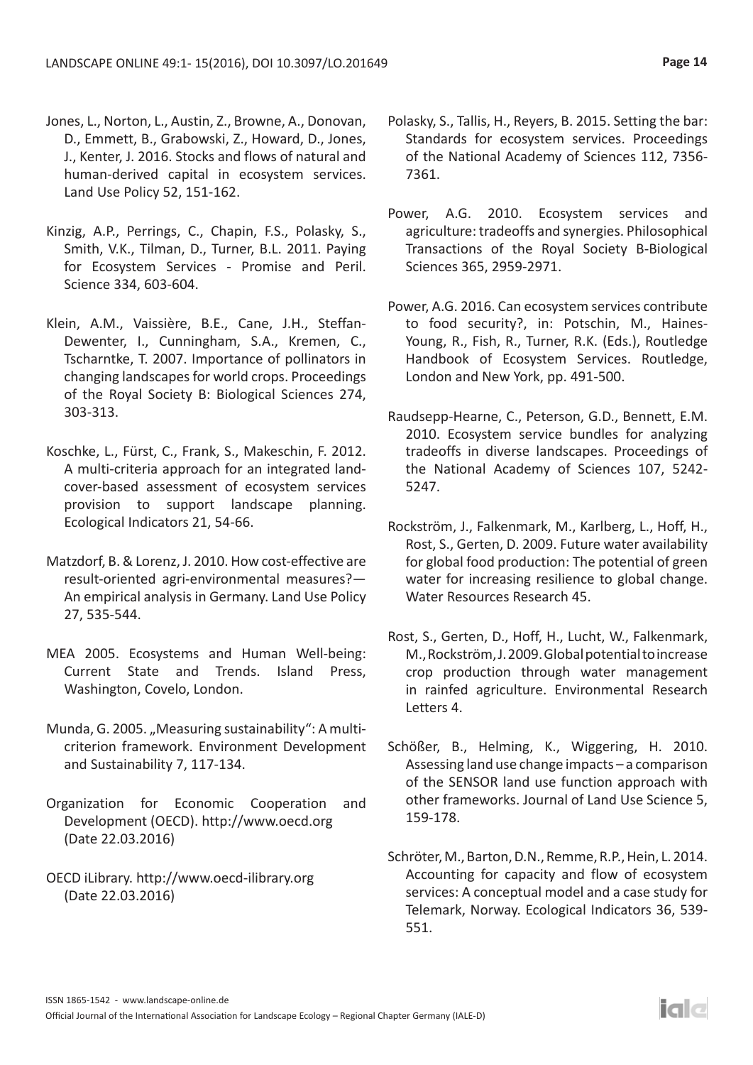Jones, L., Norton, L., Austin, Z., Browne, A., Donovan, D., Emmett, B., Grabowski, Z., Howard, D., Jones, J., Kenter, J. 2016. Stocks and flows of natural and human-derived capital in ecosystem services. Land Use Policy 52, 151-162.

Kinzig, A.P., Perrings, C., Chapin, F.S., Polasky, S., Smith, V.K., Tilman, D., Turner, B.L. 2011. Paying for Ecosystem Services - Promise and Peril. Science 334, 603-604.

Klein, A.M., Vaissière, B.E., Cane, J.H., Steffan-Dewenter, I., Cunningham, S.A., Kremen, C., Tscharntke, T. 2007. Importance of pollinators in changing landscapes for world crops. Proceedings of the Royal Society B: Biological Sciences 274, 303-313.

Koschke, L., Fürst, C., Frank, S., Makeschin, F. 2012. A multi-criteria approach for an integrated land-cover-based assessment of ecosystem services provision to support landscape planning. Ecological Indicators 21, 54-66.

Matzdorf, B. & Lorenz, J. 2010. How cost-effective are result-oriented agri-environmental measures?—An empirical analysis in Germany. Land Use Policy 27, 535-544.

MEA 2005. Ecosystems and Human Well-being: Current State and Trends. Island Press, Washington, Covelo, London.

Munda, G. 2005. „Measuring sustainability“: A multi-criterion framework. Environment Development and Sustainability 7, 117-134.

Organization for Economic Cooperation and Development (OECD). http://www.oecd.org (Date 22.03.2016)

OECD iLibrary. http://www.oecd-ilibrary.org (Date 22.03.2016)

Polasky, S., Tallis, H., Reyers, B. 2015. Setting the bar: Standards for ecosystem services. Proceedings of the National Academy of Sciences 112, 7356-7361.

Power, A.G. 2010. Ecosystem services and agriculture: tradeoffs and synergies. Philosophical Transactions of the Royal Society B-Biological Sciences 365, 2959-2971.

Power, A.G. 2016. Can ecosystem services contribute to food security?, in: Potschin, M., Haines-Young, R., Fish, R., Turner, R.K. (Eds.), Routledge Handbook of Ecosystem Services. Routledge, London and New York, pp. 491-500.

Raudsepp-Hearne, C., Peterson, G.D., Bennett, E.M. 2010. Ecosystem service bundles for analyzing tradeoffs in diverse landscapes. Proceedings of the National Academy of Sciences 107, 5242-5247.

Rockström, J., Falkenmark, M., Karlberg, L., Hoff, H., Rost, S., Gerten, D. 2009. Future water availability for global food production: The potential of green water for increasing resilience to global change. Water Resources Research 45.

Rost, S., Gerten, D., Hoff, H., Lucht, W., Falkenmark, M., Rockström, J. 2009. Global potential to increase crop production through water management in rainfed agriculture. Environmental Research Letters 4.

Schößer, B., Helming, K., Wiggering, H. 2010. Assessing land use change impacts – a comparison of the SENSOR land use function approach with other frameworks. Journal of Land Use Science 5, 159-178.

Schröter, M., Barton, D.N., Remme, R.P., Hein, L. 2014. Accounting for capacity and flow of ecosystem services: A conceptual model and a case study for Telemark, Norway. Ecological Indicators 36, 539-551.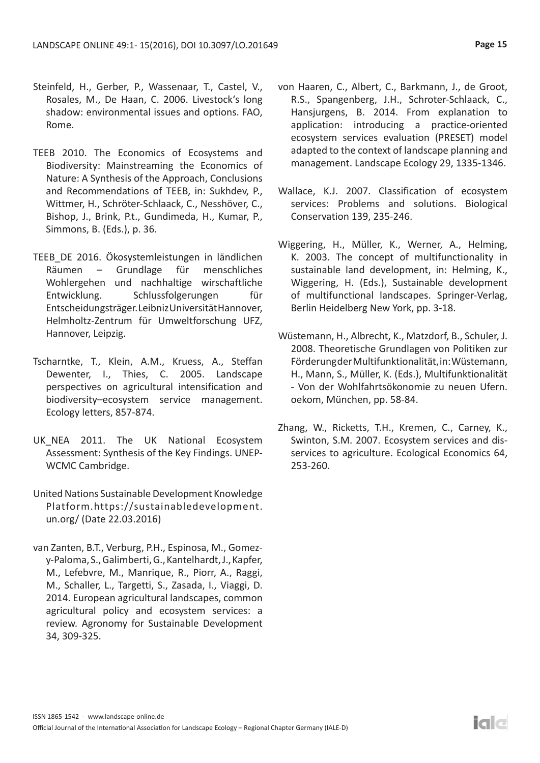Steinfeld, H., Gerber, P., Wassenaar, T., Castel, V., Rosales, M., De Haan, C. 2006. Livestock's long shadow: environmental issues and options. FAO, Rome.

TEEB 2010. The Economics of Ecosystems and Biodiversity: Mainstreaming the Economics of Nature: A Synthesis of the Approach, Conclusions and Recommendations of TEEB, in: Sukhdev, P., Wittmer, H., Schröter-Schlaack, C., Nesshöver, C., Bishop, J., Brink, P.t., Gundimeda, H., Kumar, P., Simmons, B. (Eds.), p. 36.

TEEB_DE 2016. Ökosystemleistungen in ländlichen Räumen – Grundlage für menschliches Wohlergehen und nachhaltige wirschaftliche Entwicklung. Schlussfolgerungen für Entscheidungsträger. Leibniz Universität Hannover, Helmholtz-Zentrum für Umweltforschung UFZ, Hannover, Leipzig.

Tscharntke, T., Klein, A.M., Kruess, A., Steffan Dewenter, I., Thies, C. 2005. Landscape perspectives on agricultural intensification and biodiversity–ecosystem service management. Ecology letters, 857-874.

UK_NEA 2011. The UK National Ecosystem Assessment: Synthesis of the Key Findings. UNEP-WCMC Cambridge.

United Nations Sustainable Development Knowledge Platform. https://sustainabledevelopment.un.org/ (Date 22.03.2016)

van Zanten, B.T., Verburg, P.H., Espinosa, M., Gomez-y-Paloma, S., Galimberti, G., Kantelhardt, J., Kapfer, M., Lefebvre, M., Manrique, R., Piorr, A., Raggi, M., Schaller, L., Targetti, S., Zasada, I., Viaggi, D. 2014. European agricultural landscapes, common agricultural policy and ecosystem services: a review. Agronomy for Sustainable Development 34, 309-325.

von Haaren, C., Albert, C., Barkmann, J., de Groot, R.S., Spangenberg, J.H., Schroter-Schlaack, C., Hansjurgens, B. 2014. From explanation to application: introducing a practice-oriented ecosystem services evaluation (PRESET) model adapted to the context of landscape planning and management. Landscape Ecology 29, 1335-1346.

Wallace, K.J. 2007. Classification of ecosystem services: Problems and solutions. Biological Conservation 139, 235-246.

Wiggering, H., Müller, K., Werner, A., Helming, K. 2003. The concept of multifunctionality in sustainable land development, in: Helming, K., Wiggering, H. (Eds.), Sustainable development of multifunctional landscapes. Springer-Verlag, Berlin Heidelberg New York, pp. 3-18.

Wüstemann, H., Albrecht, K., Matzdorf, B., Schuler, J. 2008. Theoretische Grundlagen von Politiken zur Förderung der Multifunktionalität, in: Wüstemann, H., Mann, S., Müller, K. (Eds.), Multifunktionalität - Von der Wohlfahrtsökonomie zu neuen Ufern. oekom, München, pp. 58-84.

Zhang, W., Ricketts, T.H., Kremen, C., Carney, K., Swinton, S.M. 2007. Ecosystem services and dis-services to agriculture. Ecological Economics 64, 253-260.